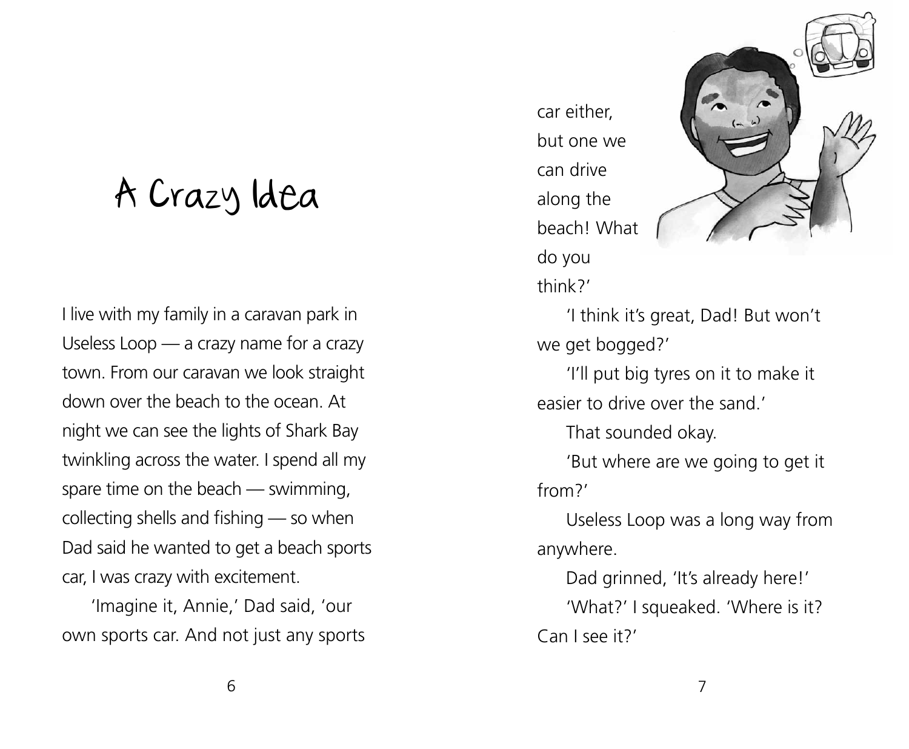# A Crazy Idea

I live with my family in a caravan park in Useless Loop — a crazy name for a crazy town. From our caravan we look straight down over the beach to the ocean. At night we can see the lights of Shark Bay twinkling across the water. I spend all my spare time on the beach — swimming, collecting shells and fishing — so when Dad said he wanted to get a beach sports car, I was crazy with excitement.

'Imagine it, Annie,' Dad said, 'our own sports car. And not just any sports car either, but one we can drive along the beach! What do you think?'

'I think it's great, Dad! But won't we get bogged?'

'I'll put big tyres on it to make it easier to drive over the sand.'

That sounded okay.

'But where are we going to get it from?'

Useless Loop was a long way from anywhere.

Dad grinned, 'It's already here!'

'What?' I squeaked. 'Where is it? Can I see it?'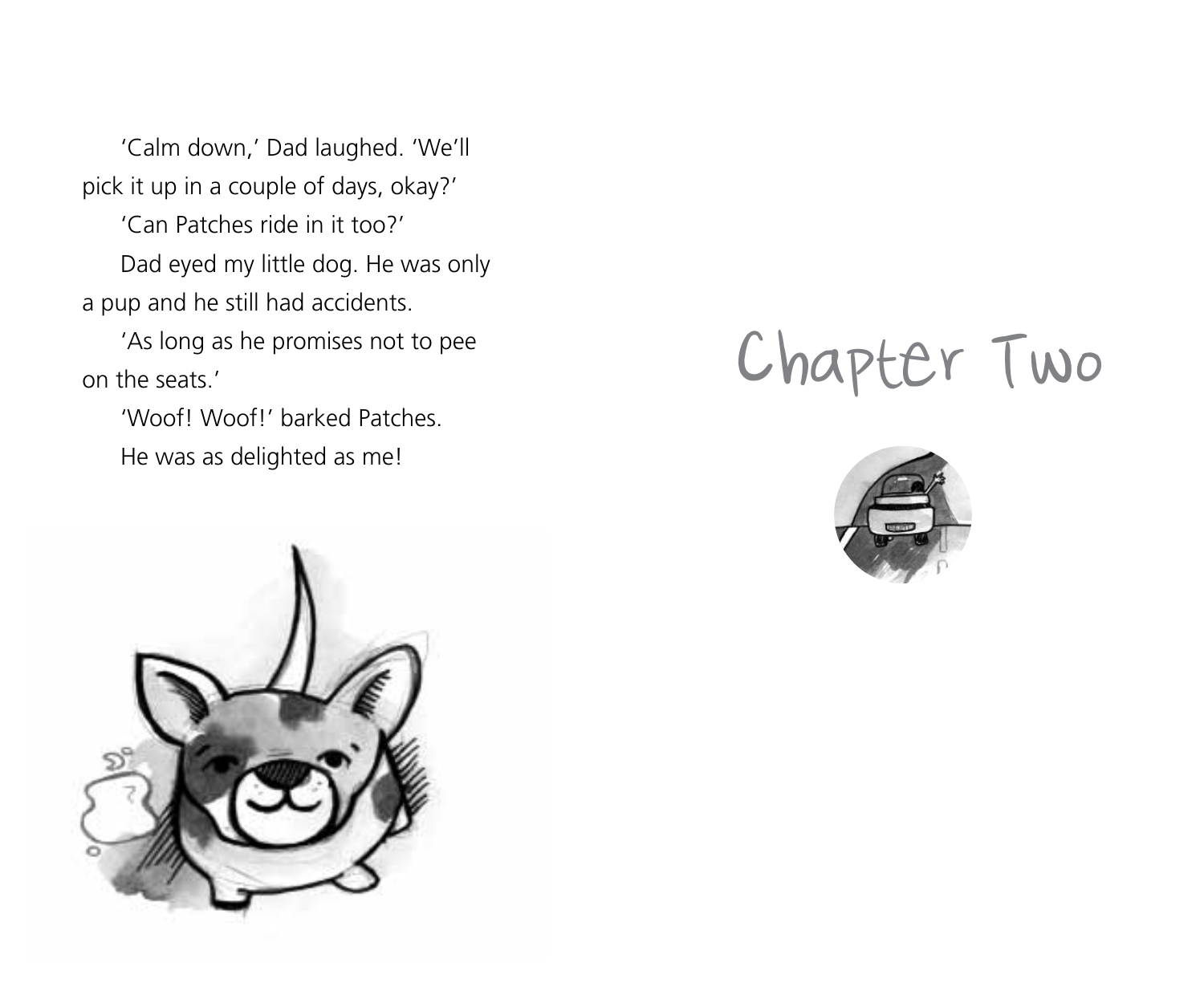'Calm down,' Dad laughed. 'We'll pick it up in a couple of days, okay?'

'Can Patches ride in it too?'

Dad eyed my little dog. He was only a pup and he still had accidents.

'As long as he promises not to pee on the seats.'

'Woof! Woof!' barked Patches.

He was as delighted as me!

# Chapter Two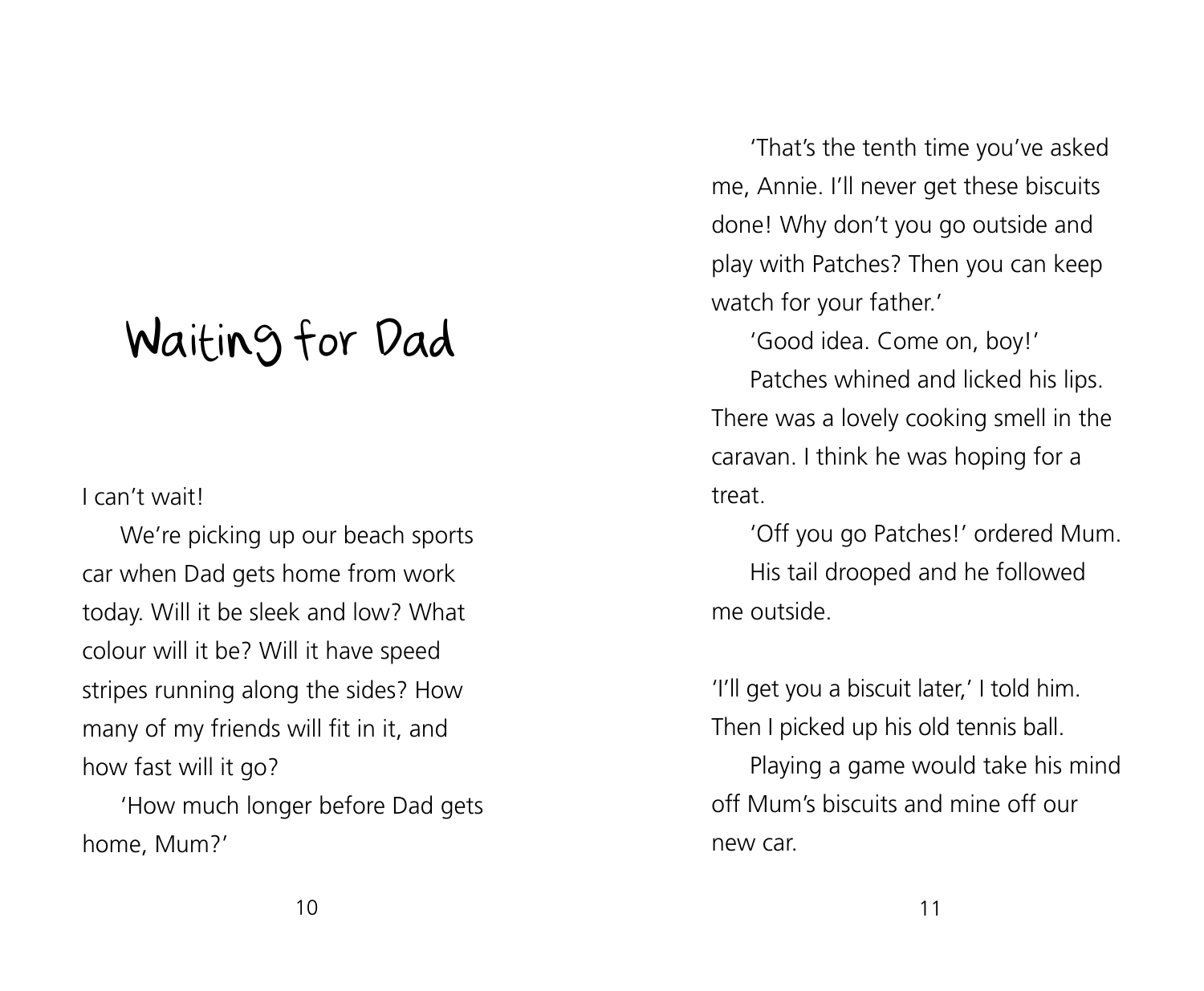# Waiting for Dad

I can't wait!

We're picking up our beach sports car when Dad gets home from work today. Will it be sleek and low? What colour will it be? Will it have speed stripes running along the sides? How many of my friends will fit in it, and how fast will it go?

'How much longer before Dad gets home, Mum?'

'That's the tenth time you've asked me, Annie. I'll never get these biscuits done! Why don't you go outside and play with Patches? Then you can keep watch for your father.'

'Good idea. Come on, boy!'

Patches whined and licked his lips. There was a lovely cooking smell in the caravan. I think he was hoping for a treat.

'Off you go Patches!' ordered Mum.

His tail drooped and he followed me outside.

'I'll get you a biscuit later,' I told him. Then I picked up his old tennis ball.

Playing a game would take his mind off Mum's biscuits and mine off our new car.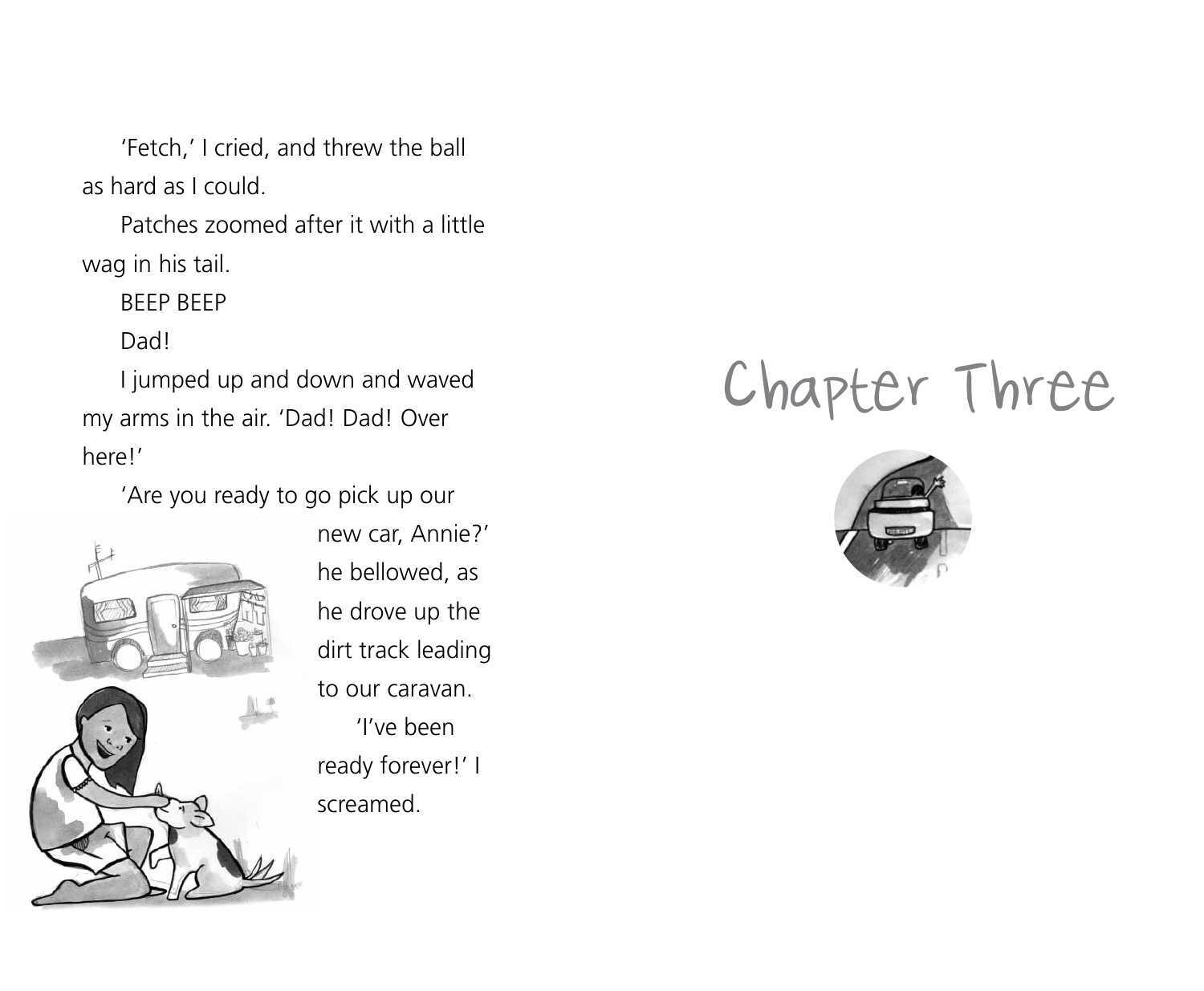'Fetch,' I cried, and threw the ball as hard as I could.

Patches zoomed after it with a little wag in his tail.

BEEP BEEP

Dad!

I jumped up and down and waved my arms in the air. 'Dad! Dad! Over here!'

'Are you ready to go pick up our new car, Annie?' he bellowed, as he drove up the dirt track leading to our caravan.

'I've been ready forever!' I screamed.

# Chapter Three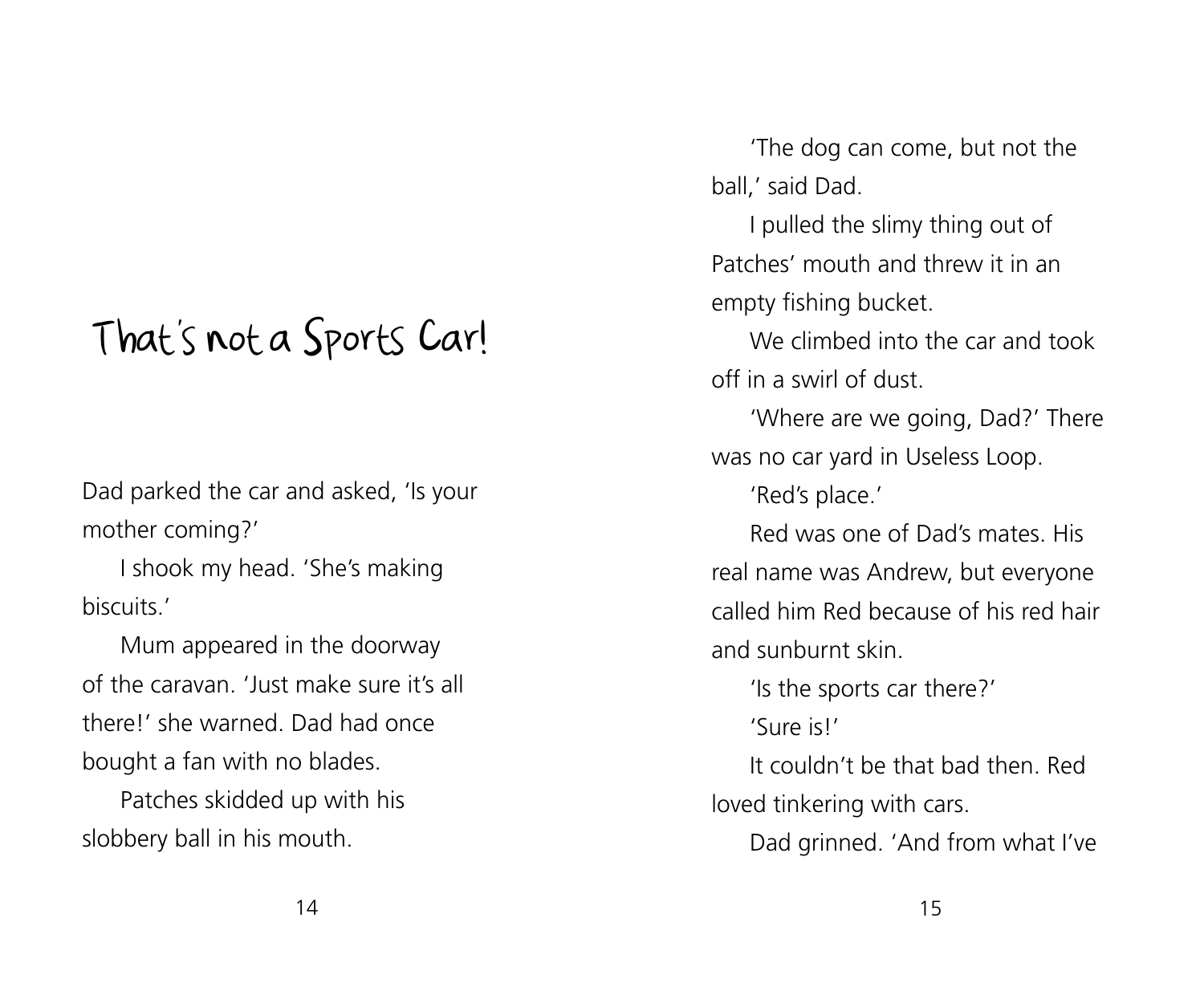# That's not a Sports Car!

Dad parked the car and asked, 'Is your mother coming?'

I shook my head. 'She's making biscuits.'

Mum appeared in the doorway of the caravan. 'Just make sure it's all there!' she warned. Dad had once bought a fan with no blades.

Patches skidded up with his slobbery ball in his mouth.

'The dog can come, but not the ball,' said Dad.

I pulled the slimy thing out of Patches' mouth and threw it in an empty fishing bucket.

We climbed into the car and took off in a swirl of dust.

'Where are we going, Dad?' There was no car yard in Useless Loop.

'Red's place.'

Red was one of Dad's mates. His real name was Andrew, but everyone called him Red because of his red hair and sunburnt skin.

'Is the sports car there?'

'Sure is!'

It couldn't be that bad then. Red loved tinkering with cars.

Dad grinned. 'And from what I've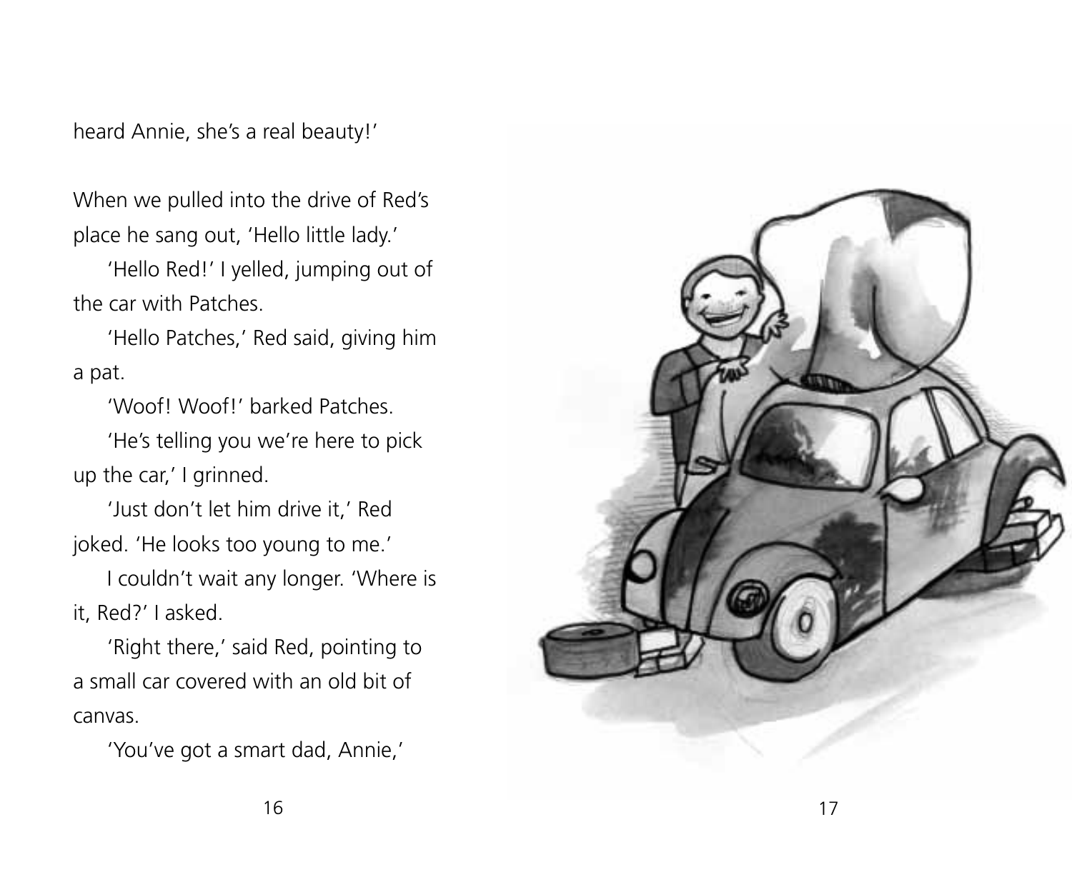heard Annie, she's a real beauty!'

When we pulled into the drive of Red's place he sang out, 'Hello little lady.'

'Hello Red!' I yelled, jumping out of the car with Patches.

'Hello Patches,' Red said, giving him a pat.

'Woof! Woof!' barked Patches.

'He's telling you we're here to pick up the car,' I grinned.

'Just don't let him drive it,' Red joked. 'He looks too young to me.'

I couldn't wait any longer. 'Where is it, Red?' I asked.

'Right there,' said Red, pointing to a small car covered with an old bit of canvas.

'You've got a smart dad, Annie,'